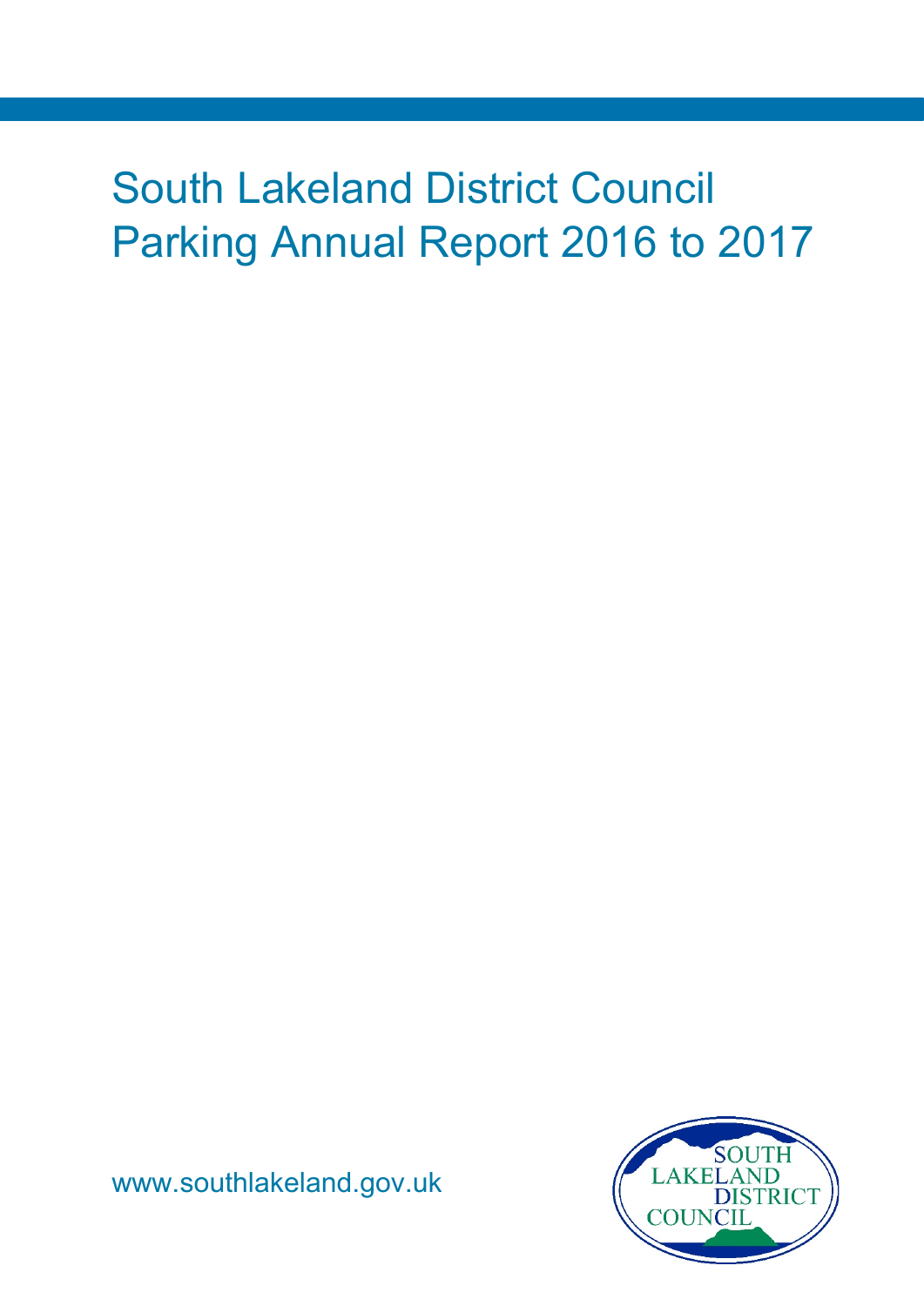# South Lakeland District Council Parking Annual Report 2016 to 2017

www.southlakeland.gov.uk

SOUTH LAKELAND DISTRICT COUNCIL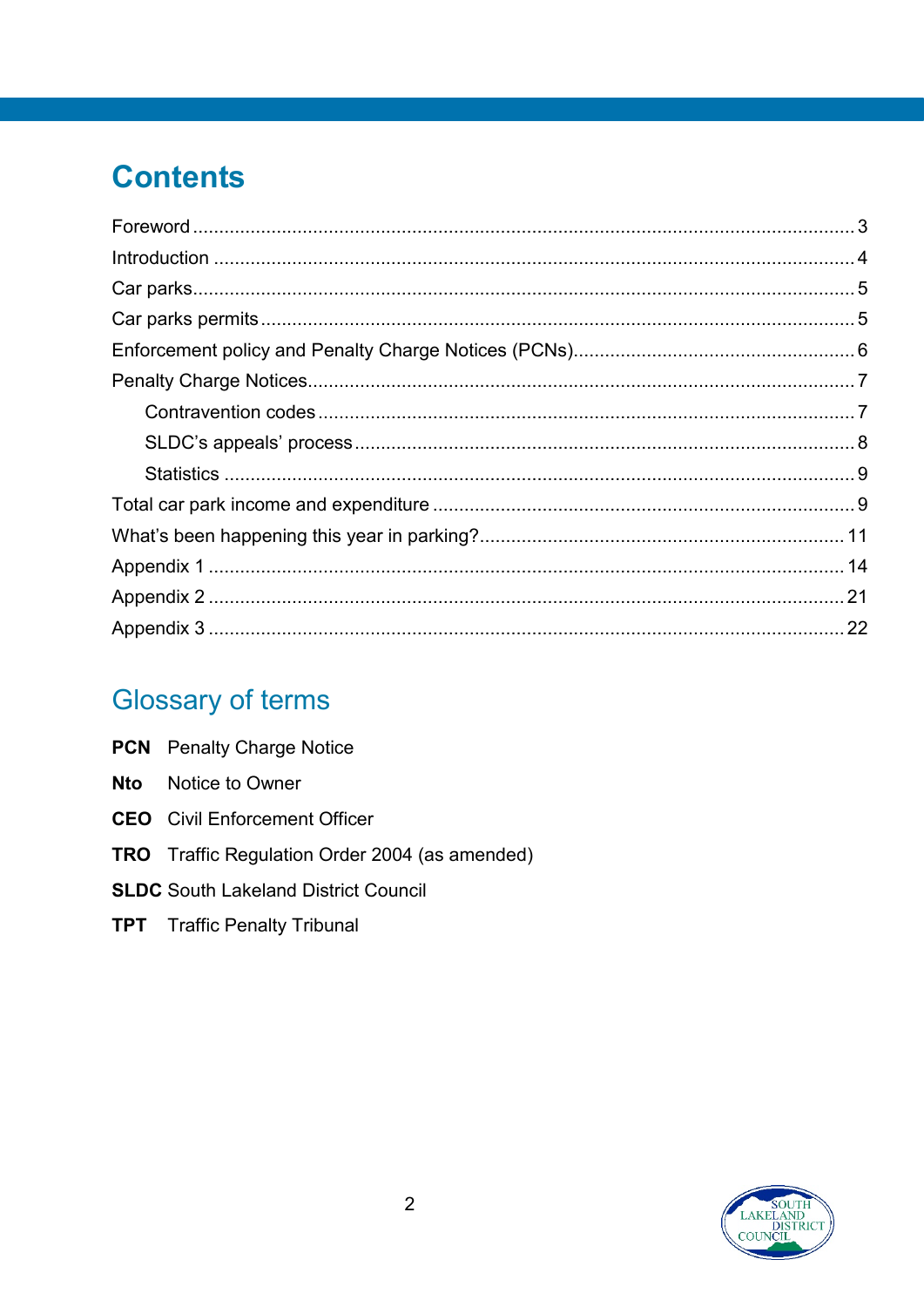# Contents

Foreword ........................................................................................................................ 3
Introduction .................................................................................................................. 4
Car parks ........................................................................................................................ 5
Car parks permits ......................................................................................................... 5
Enforcement policy and Penalty Charge Notices (PCNs) ........................................... 6
Penalty Charge Notices ................................................................................................ 7
- Contravention codes ................................................................................................. 7
- SLDC's appeals' process .......................................................................................... 8
- Statistics .................................................................................................................... 9

Total car park income and expenditure ....................................................................... 9
What's been happening this year in parking? ............................................................ 11
Appendix 1 .................................................................................................................. 14
Appendix 2 .................................................................................................................. 21
Appendix 3 .................................................................................................................. 22

## Glossary of terms

**PCN** Penalty Charge Notice

**Nto** Notice to Owner

**CEO** Civil Enforcement Officer

**TRO** Traffic Regulation Order 2004 (as amended)

**SLDC** South Lakeland District Council

**TPT** Traffic Penalty Tribunal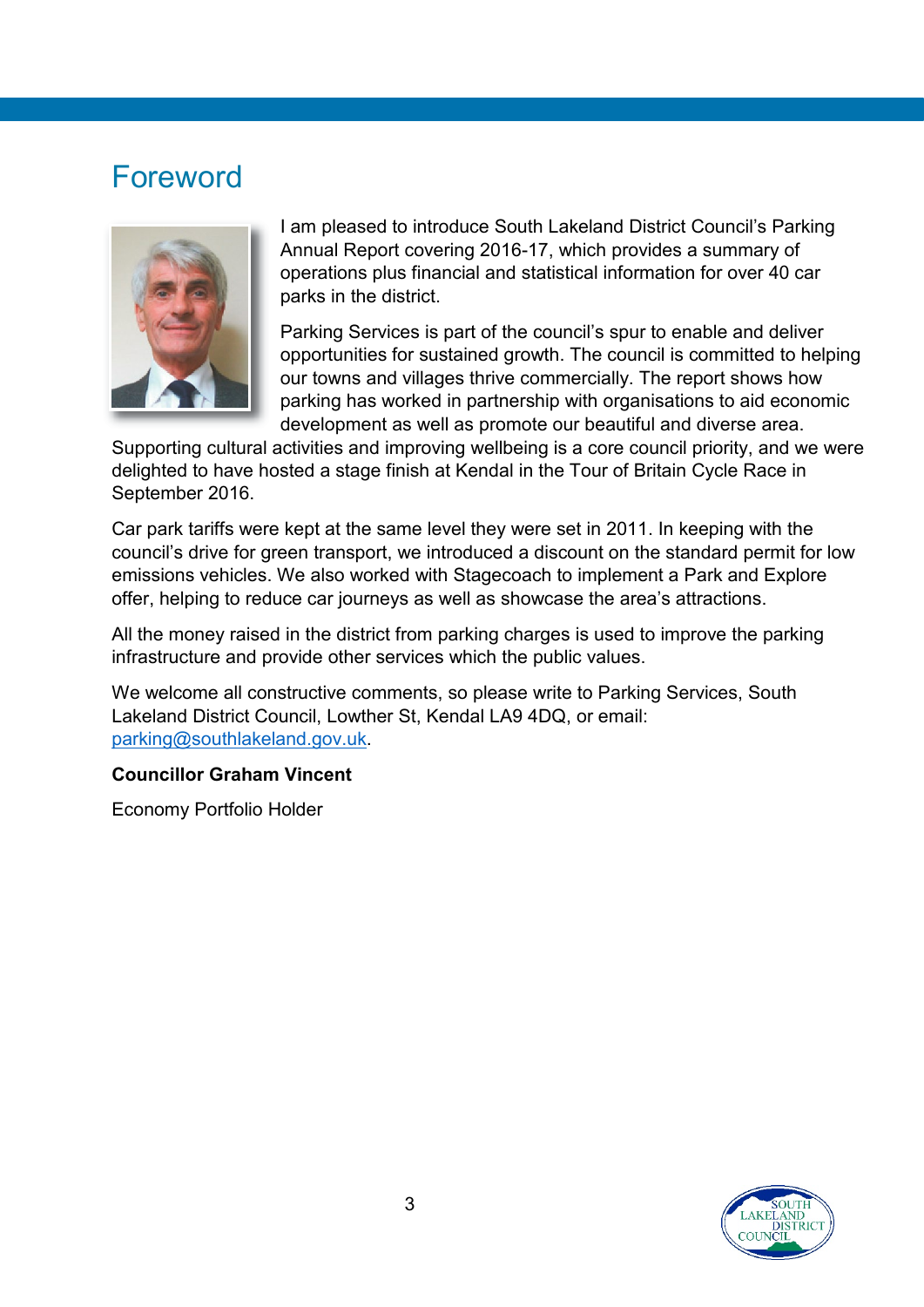# Foreword

I am pleased to introduce South Lakeland District Council's Parking Annual Report covering 2016-17, which provides a summary of operations plus financial and statistical information for over 40 car parks in the district.

Parking Services is part of the council's spur to enable and deliver opportunities for sustained growth. The council is committed to helping our towns and villages thrive commercially. The report shows how parking has worked in partnership with organisations to aid economic development as well as promote our beautiful and diverse area. Supporting cultural activities and improving wellbeing is a core council priority, and we were delighted to have hosted a stage finish at Kendal in the Tour of Britain Cycle Race in September 2016.

Car park tariffs were kept at the same level they were set in 2011. In keeping with the council's drive for green transport, we introduced a discount on the standard permit for low emissions vehicles. We also worked with Stagecoach to implement a Park and Explore offer, helping to reduce car journeys as well as showcase the area's attractions.

All the money raised in the district from parking charges is used to improve the parking infrastructure and provide other services which the public values.

We welcome all constructive comments, so please write to Parking Services, South Lakeland District Council, Lowther St, Kendal LA9 4DQ, or email: parking@southlakeland.gov.uk.

**Councillor Graham Vincent**

Economy Portfolio Holder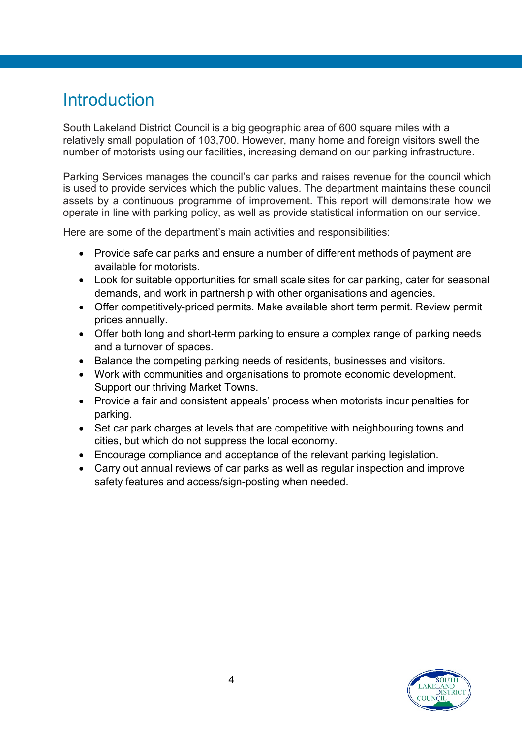# Introduction

South Lakeland District Council is a big geographic area of 600 square miles with a relatively small population of 103,700. However, many home and foreign visitors swell the number of motorists using our facilities, increasing demand on our parking infrastructure.

Parking Services manages the council's car parks and raises revenue for the council which is used to provide services which the public values. The department maintains these council assets by a continuous programme of improvement. This report will demonstrate how we operate in line with parking policy, as well as provide statistical information on our service.

Here are some of the department's main activities and responsibilities:

- Provide safe car parks and ensure a number of different methods of payment are available for motorists.
- Look for suitable opportunities for small scale sites for car parking, cater for seasonal demands, and work in partnership with other organisations and agencies.
- Offer competitively-priced permits. Make available short term permit. Review permit prices annually.
- Offer both long and short-term parking to ensure a complex range of parking needs and a turnover of spaces.
- Balance the competing parking needs of residents, businesses and visitors.
- Work with communities and organisations to promote economic development. Support our thriving Market Towns.
- Provide a fair and consistent appeals' process when motorists incur penalties for parking.
- Set car park charges at levels that are competitive with neighbouring towns and cities, but which do not suppress the local economy.
- Encourage compliance and acceptance of the relevant parking legislation.
- Carry out annual reviews of car parks as well as regular inspection and improve safety features and access/sign-posting when needed.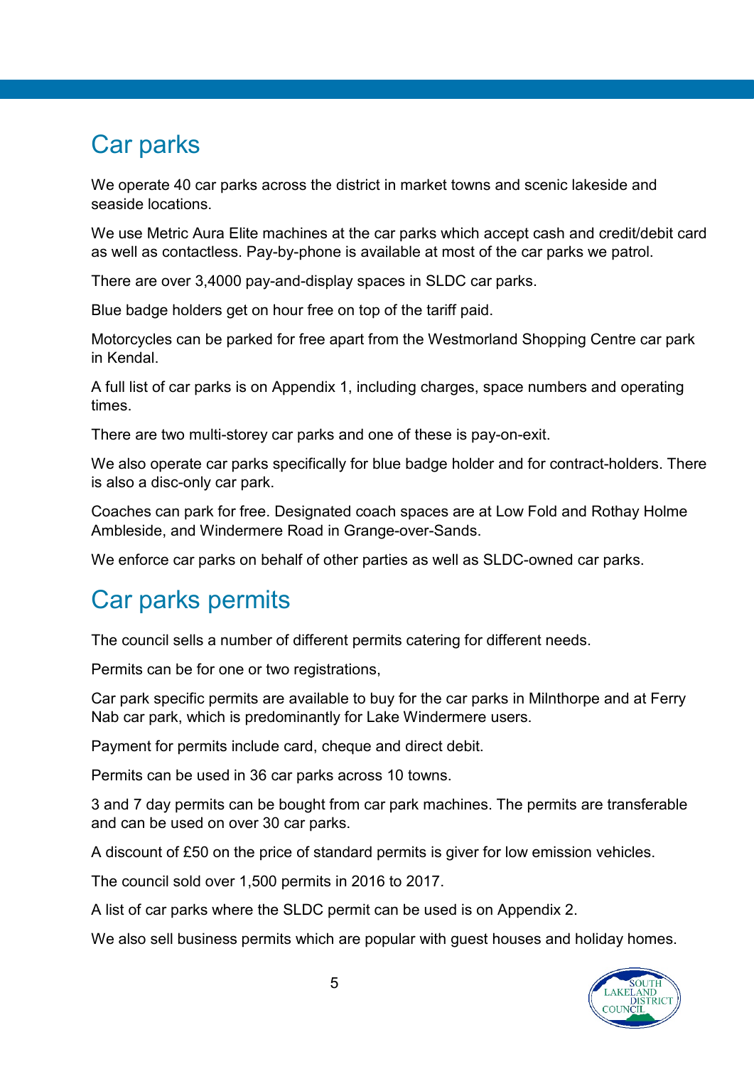# Car parks

We operate 40 car parks across the district in market towns and scenic lakeside and seaside locations.

We use Metric Aura Elite machines at the car parks which accept cash and credit/debit card as well as contactless. Pay-by-phone is available at most of the car parks we patrol.

There are over 3,4000 pay-and-display spaces in SLDC car parks.

Blue badge holders get on hour free on top of the tariff paid.

Motorcycles can be parked for free apart from the Westmorland Shopping Centre car park in Kendal.

A full list of car parks is on Appendix 1, including charges, space numbers and operating times.

There are two multi-storey car parks and one of these is pay-on-exit.

We also operate car parks specifically for blue badge holder and for contract-holders. There is also a disc-only car park.

Coaches can park for free. Designated coach spaces are at Low Fold and Rothay Holme Ambleside, and Windermere Road in Grange-over-Sands.

We enforce car parks on behalf of other parties as well as SLDC-owned car parks.

# Car parks permits

The council sells a number of different permits catering for different needs.

Permits can be for one or two registrations,

Car park specific permits are available to buy for the car parks in Milnthorpe and at Ferry Nab car park, which is predominantly for Lake Windermere users.

Payment for permits include card, cheque and direct debit.

Permits can be used in 36 car parks across 10 towns.

3 and 7 day permits can be bought from car park machines. The permits are transferable and can be used on over 30 car parks.

A discount of £50 on the price of standard permits is giver for low emission vehicles.

The council sold over 1,500 permits in 2016 to 2017.

A list of car parks where the SLDC permit can be used is on Appendix 2.

We also sell business permits which are popular with guest houses and holiday homes.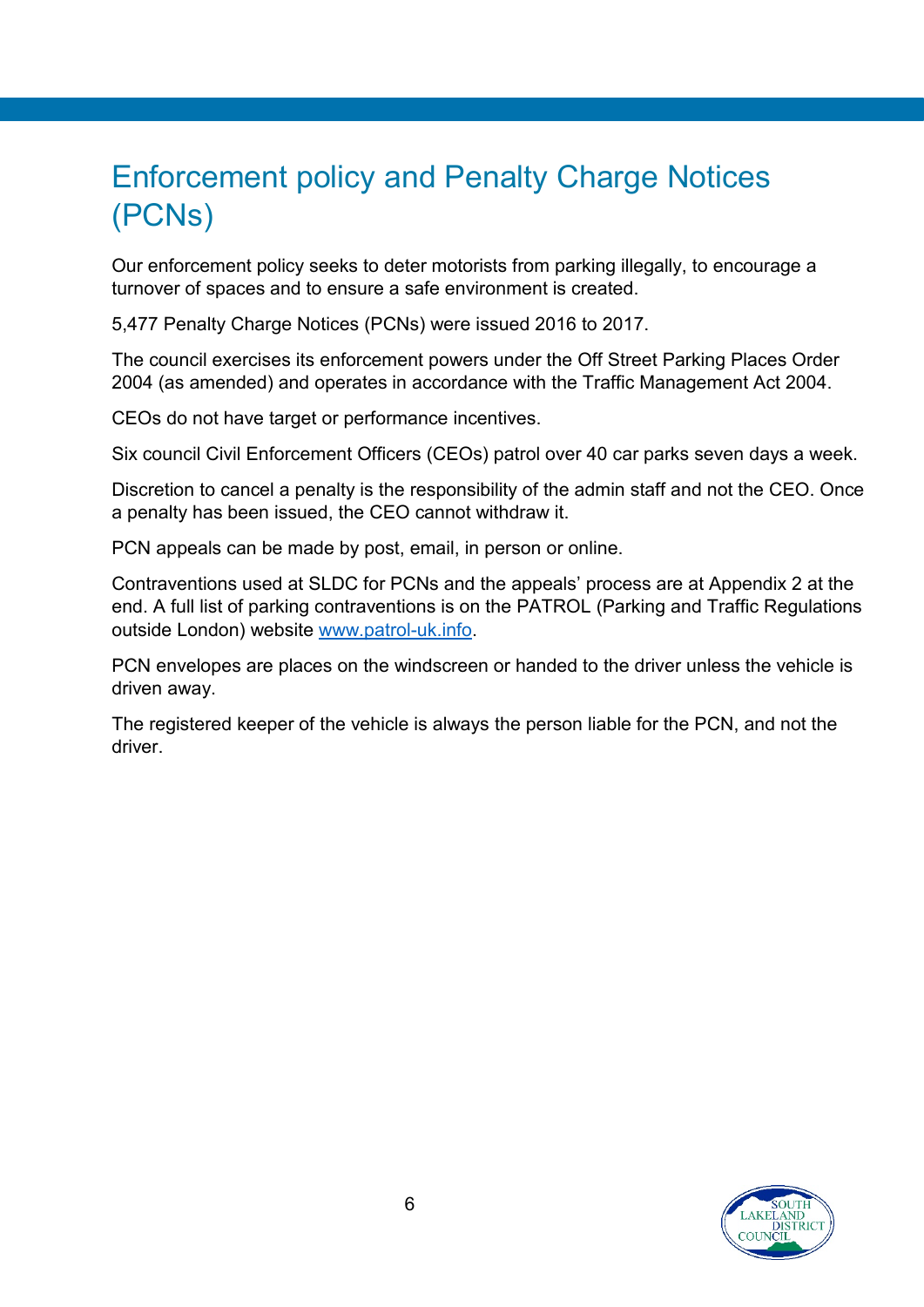# Enforcement policy and Penalty Charge Notices (PCNs)

Our enforcement policy seeks to deter motorists from parking illegally, to encourage a turnover of spaces and to ensure a safe environment is created.

5,477 Penalty Charge Notices (PCNs) were issued 2016 to 2017.

The council exercises its enforcement powers under the Off Street Parking Places Order 2004 (as amended) and operates in accordance with the Traffic Management Act 2004.

CEOs do not have target or performance incentives.

Six council Civil Enforcement Officers (CEOs) patrol over 40 car parks seven days a week.

Discretion to cancel a penalty is the responsibility of the admin staff and not the CEO. Once a penalty has been issued, the CEO cannot withdraw it.

PCN appeals can be made by post, email, in person or online.

Contraventions used at SLDC for PCNs and the appeals' process are at Appendix 2 at the end. A full list of parking contraventions is on the PATROL (Parking and Traffic Regulations outside London) website [www.patrol-uk.info](www.patrol-uk.info).

PCN envelopes are places on the windscreen or handed to the driver unless the vehicle is driven away.

The registered keeper of the vehicle is always the person liable for the PCN, and not the driver.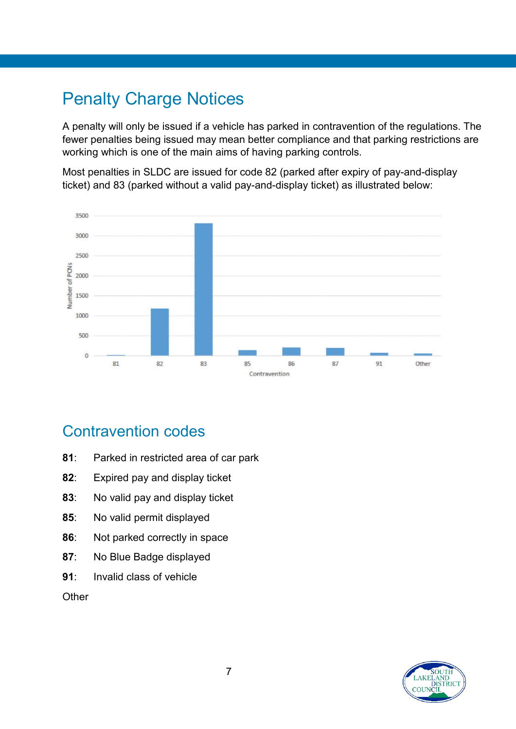# Penalty Charge Notices

A penalty will only be issued if a vehicle has parked in contravention of the regulations. The fewer penalties being issued may mean better compliance and that parking restrictions are working which is one of the main aims of having parking controls.

Most penalties in SLDC are issued for code 82 (parked after expiry of pay-and-display ticket) and 83 (parked without a valid pay-and-display ticket) as illustrated below:

## Contravention codes

**81**: Parked in restricted area of car park

**82**: Expired pay and display ticket

**83**: No valid pay and display ticket

**85**: No valid permit displayed

**86**: Not parked correctly in space

**87**: No Blue Badge displayed

**91**: Invalid class of vehicle

Other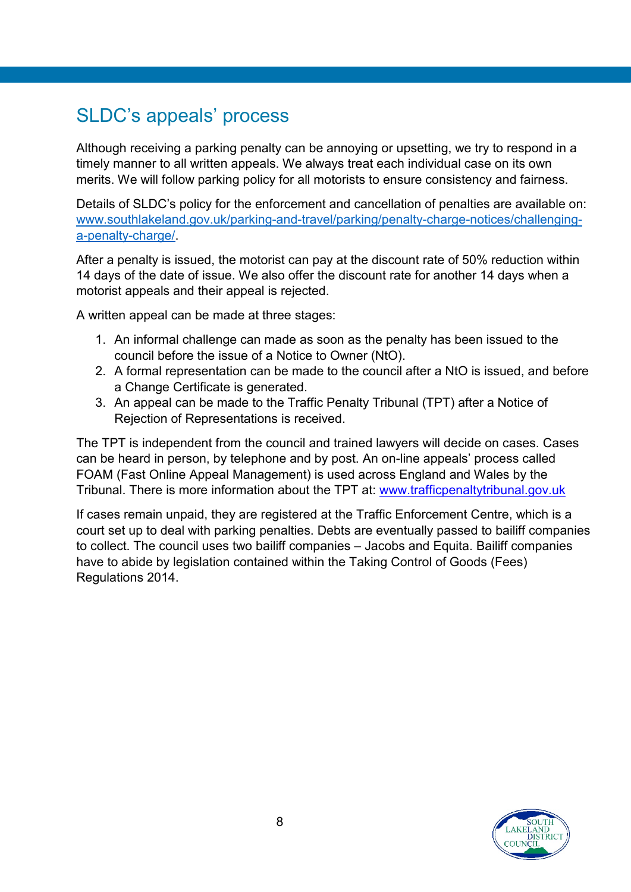# SLDC’s appeals’ process

Although receiving a parking penalty can be annoying or upsetting, we try to respond in a timely manner to all written appeals. We always treat each individual case on its own merits. We will follow parking policy for all motorists to ensure consistency and fairness.

Details of SLDC’s policy for the enforcement and cancellation of penalties are available on: [www.southlakeland.gov.uk/parking-and-travel/parking/penalty-charge-notices/challenging-a-penalty-charge/](www.southlakeland.gov.uk/parking-and-travel/parking/penalty-charge-notices/challenging-a-penalty-charge/).

After a penalty is issued, the motorist can pay at the discount rate of 50% reduction within 14 days of the date of issue. We also offer the discount rate for another 14 days when a motorist appeals and their appeal is rejected.

A written appeal can be made at three stages:

1. An informal challenge can made as soon as the penalty has been issued to the council before the issue of a Notice to Owner (NtO).
2. A formal representation can be made to the council after a NtO is issued, and before a Change Certificate is generated.
3. An appeal can be made to the Traffic Penalty Tribunal (TPT) after a Notice of Rejection of Representations is received.

The TPT is independent from the council and trained lawyers will decide on cases. Cases can be heard in person, by telephone and by post. An on-line appeals’ process called FOAM (Fast Online Appeal Management) is used across England and Wales by the Tribunal. There is more information about the TPT at: [www.trafficpenaltytribunal.gov.uk](www.trafficpenaltytribunal.gov.uk)

If cases remain unpaid, they are registered at the Traffic Enforcement Centre, which is a court set up to deal with parking penalties. Debts are eventually passed to bailiff companies to collect. The council uses two bailiff companies – Jacobs and Equita. Bailiff companies have to abide by legislation contained within the Taking Control of Goods (Fees) Regulations 2014.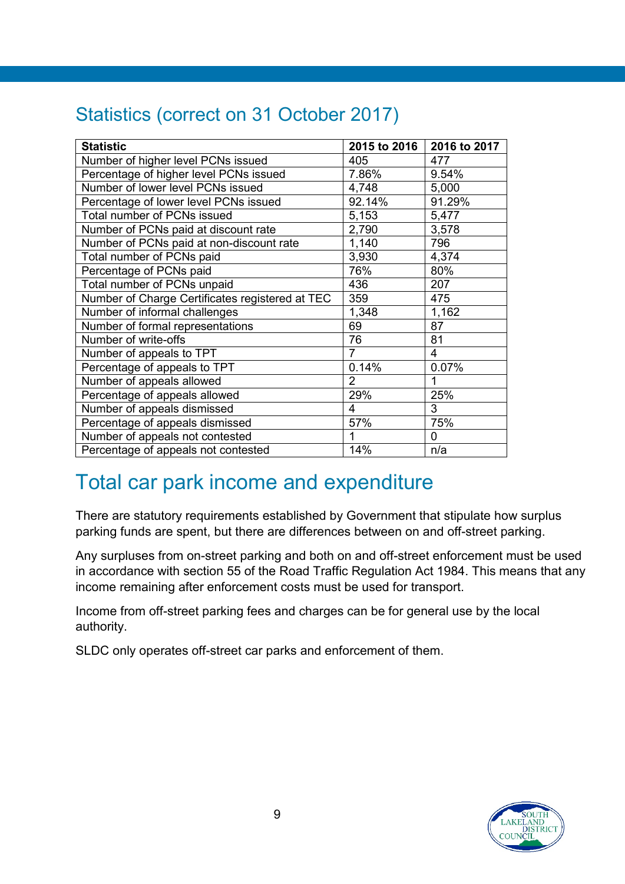## Statistics (correct on 31 October 2017)

| Statistic | 2015 to 2016 | 2016 to 2017 |
|---|---|---|
| Number of higher level PCNs issued | 405 | 477 |
| Percentage of higher level PCNs issued | 7.86% | 9.54% |
| Number of lower level PCNs issued | 4,748 | 5,000 |
| Percentage of lower level PCNs issued | 92.14% | 91.29% |
| Total number of PCNs issued | 5,153 | 5,477 |
| Number of PCNs paid at discount rate | 2,790 | 3,578 |
| Number of PCNs paid at non-discount rate | 1,140 | 796 |
| Total number of PCNs paid | 3,930 | 4,374 |
| Percentage of PCNs paid | 76% | 80% |
| Total number of PCNs unpaid | 436 | 207 |
| Number of Charge Certificates registered at TEC | 359 | 475 |
| Number of informal challenges | 1,348 | 1,162 |
| Number of formal representations | 69 | 87 |
| Number of write-offs | 76 | 81 |
| Number of appeals to TPT | 7 | 4 |
| Percentage of appeals to TPT | 0.14% | 0.07% |
| Number of appeals allowed | 2 | 1 |
| Percentage of appeals allowed | 29% | 25% |
| Number of appeals dismissed | 4 | 3 |
| Percentage of appeals dismissed | 57% | 75% |
| Number of appeals not contested | 1 | 0 |
| Percentage of appeals not contested | 14% | n/a |

# Total car park income and expenditure

There are statutory requirements established by Government that stipulate how surplus parking funds are spent, but there are differences between on and off-street parking.

Any surpluses from on-street parking and both on and off-street enforcement must be used in accordance with section 55 of the Road Traffic Regulation Act 1984. This means that any income remaining after enforcement costs must be used for transport.

Income from off-street parking fees and charges can be for general use by the local authority.

SLDC only operates off-street car parks and enforcement of them.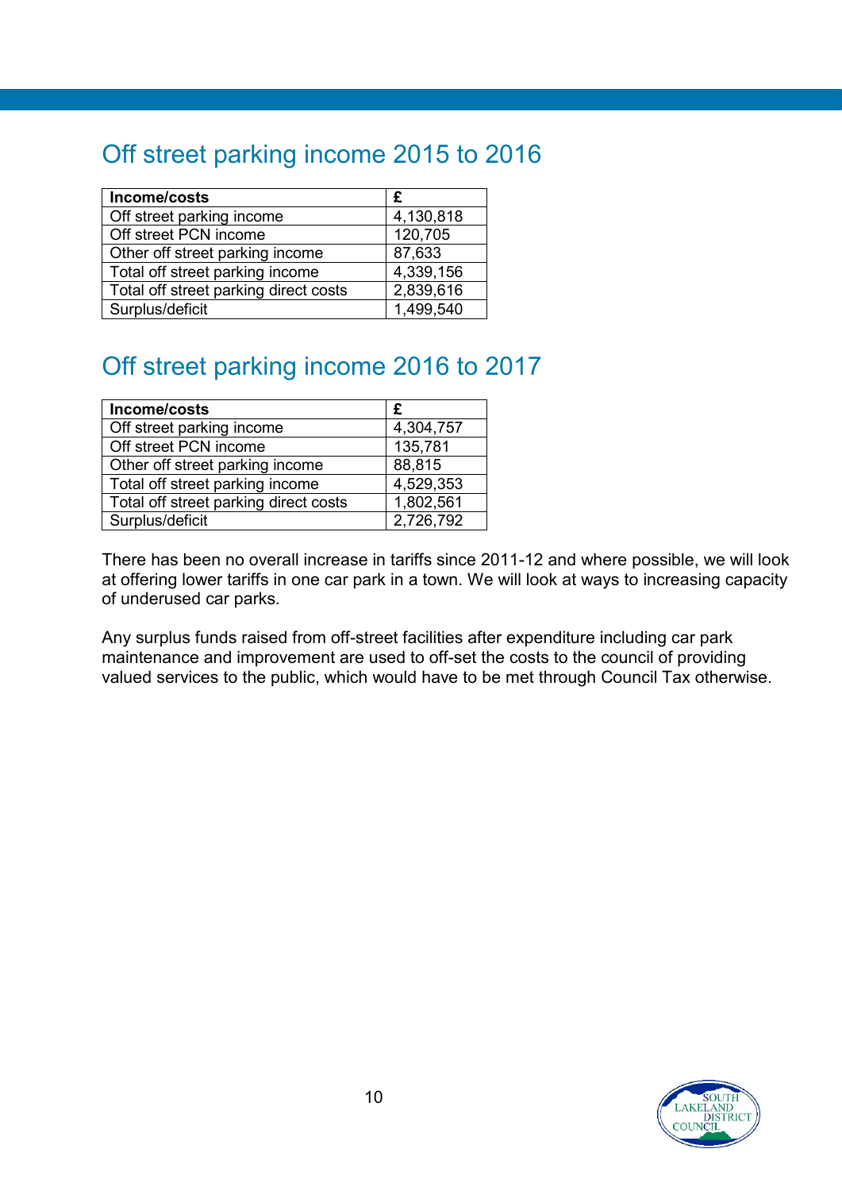## Off street parking income 2015 to 2016

| Income/costs | £ |
|---|---|
| Off street parking income | 4,130,818 |
| Off street PCN income | 120,705 |
| Other off street parking income | 87,633 |
| Total off street parking income | 4,339,156 |
| Total off street parking direct costs | 2,839,616 |
| Surplus/deficit | 1,499,540 |

## Off street parking income 2016 to 2017

| Income/costs | £ |
|---|---|
| Off street parking income | 4,304,757 |
| Off street PCN income | 135,781 |
| Other off street parking income | 88,815 |
| Total off street parking income | 4,529,353 |
| Total off street parking direct costs | 1,802,561 |
| Surplus/deficit | 2,726,792 |

There has been no overall increase in tariffs since 2011-12 and where possible, we will look at offering lower tariffs in one car park in a town. We will look at ways to increasing capacity of underused car parks.

Any surplus funds raised from off-street facilities after expenditure including car park maintenance and improvement are used to off-set the costs to the council of providing valued services to the public, which would have to be met through Council Tax otherwise.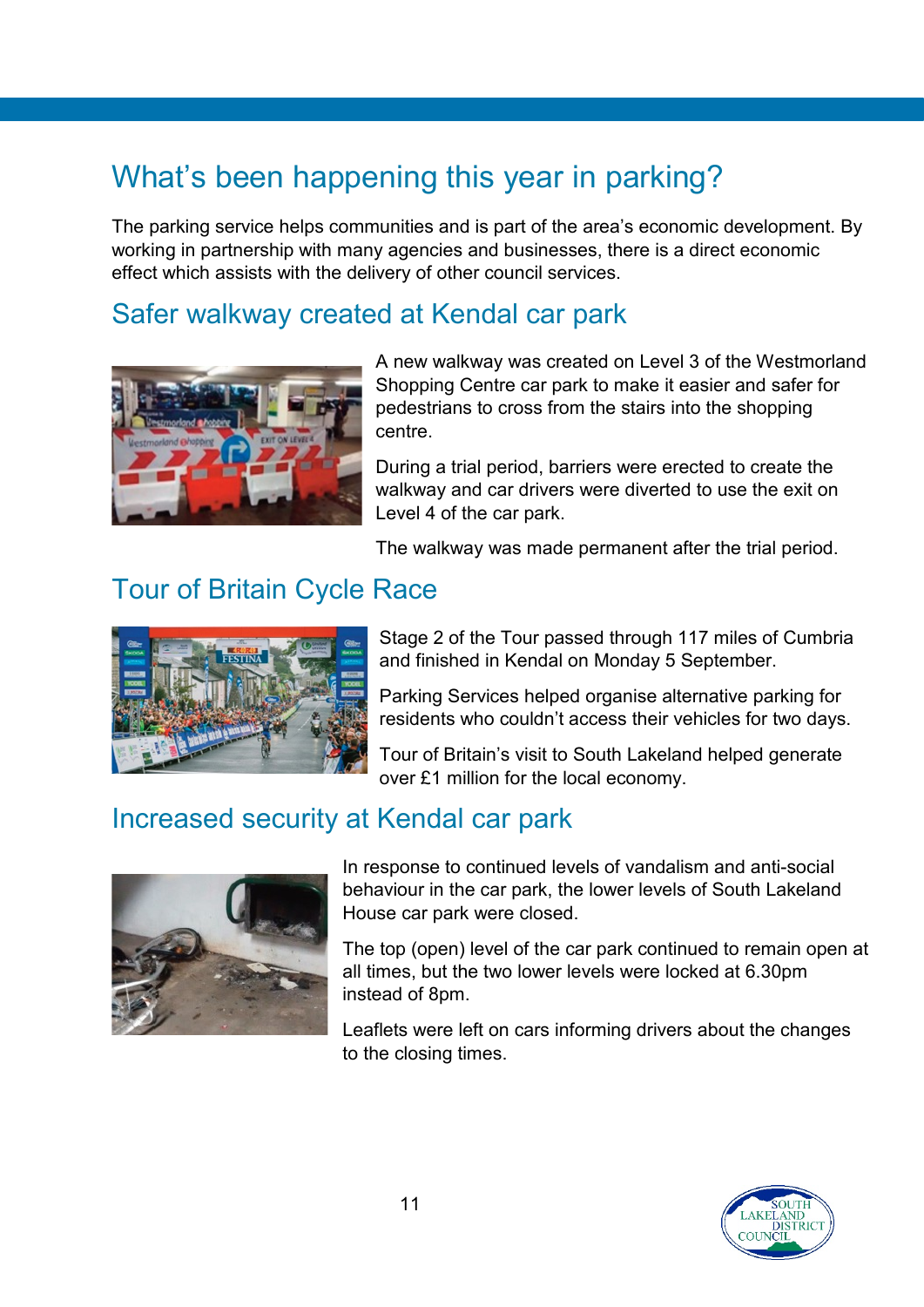# What's been happening this year in parking?

The parking service helps communities and is part of the area's economic development. By working in partnership with many agencies and businesses, there is a direct economic effect which assists with the delivery of other council services.

## Safer walkway created at Kendal car park

A new walkway was created on Level 3 of the Westmorland Shopping Centre car park to make it easier and safer for pedestrians to cross from the stairs into the shopping centre.

During a trial period, barriers were erected to create the walkway and car drivers were diverted to use the exit on Level 4 of the car park.

The walkway was made permanent after the trial period.

## Tour of Britain Cycle Race

Stage 2 of the Tour passed through 117 miles of Cumbria and finished in Kendal on Monday 5 September.

Parking Services helped organise alternative parking for residents who couldn't access their vehicles for two days.

Tour of Britain's visit to South Lakeland helped generate over £1 million for the local economy.

## Increased security at Kendal car park

In response to continued levels of vandalism and anti-social behaviour in the car park, the lower levels of South Lakeland House car park were closed.

The top (open) level of the car park continued to remain open at all times, but the two lower levels were locked at 6.30pm instead of 8pm.

Leaflets were left on cars informing drivers about the changes to the closing times.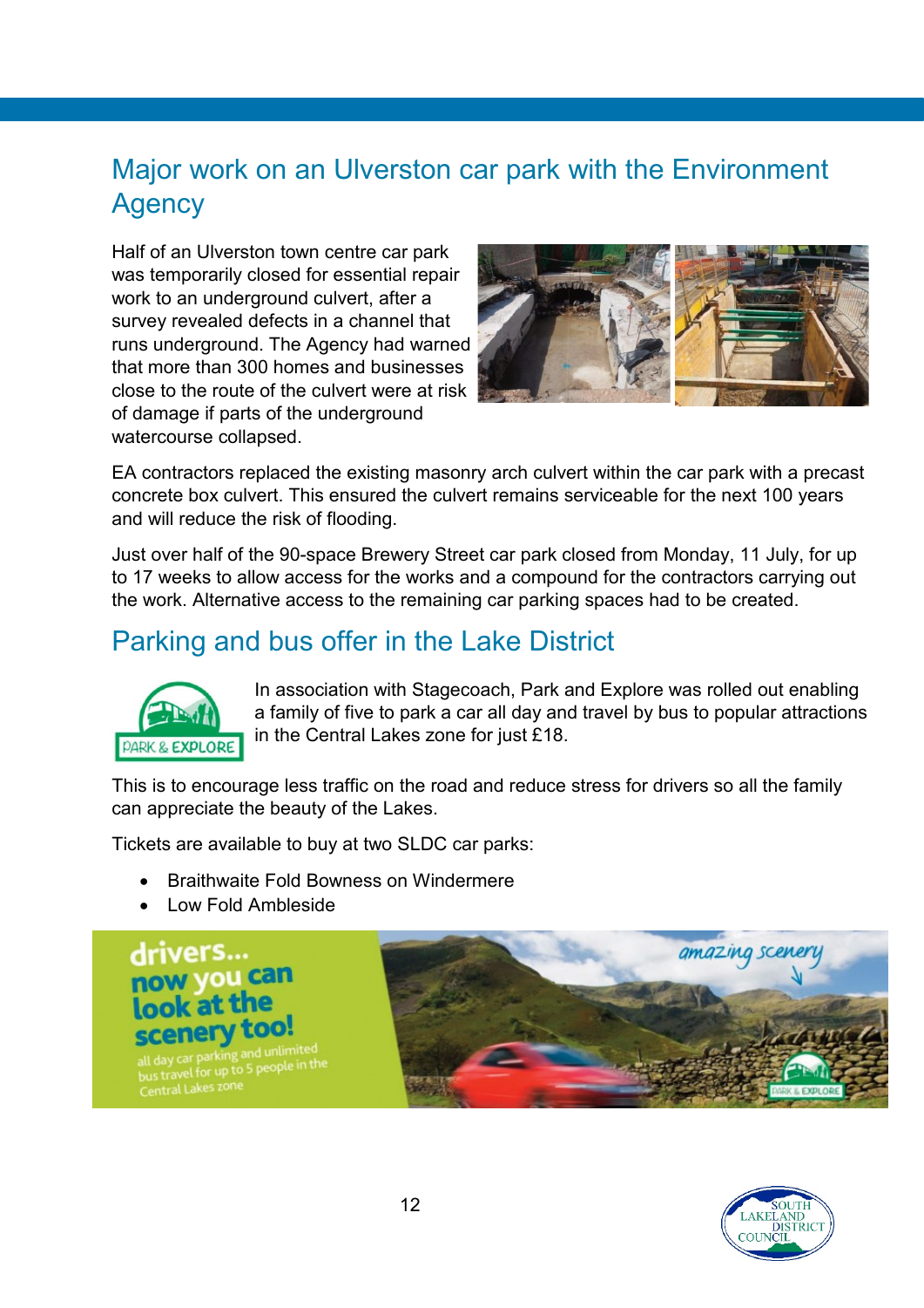## Major work on an Ulverston car park with the Environment Agency

Half of an Ulverston town centre car park was temporarily closed for essential repair work to an underground culvert, after a survey revealed defects in a channel that runs underground. The Agency had warned that more than 300 homes and businesses close to the route of the culvert were at risk of damage if parts of the underground watercourse collapsed.

EA contractors replaced the existing masonry arch culvert within the car park with a precast concrete box culvert. This ensured the culvert remains serviceable for the next 100 years and will reduce the risk of flooding.

Just over half of the 90-space Brewery Street car park closed from Monday, 11 July, for up to 17 weeks to allow access for the works and a compound for the contractors carrying out the work. Alternative access to the remaining car parking spaces had to be created.

## Parking and bus offer in the Lake District

In association with Stagecoach, Park and Explore was rolled out enabling a family of five to park a car all day and travel by bus to popular attractions in the Central Lakes zone for just £18.

This is to encourage less traffic on the road and reduce stress for drivers so all the family can appreciate the beauty of the Lakes.

Tickets are available to buy at two SLDC car parks:

- Braithwaite Fold Bowness on Windermere
- Low Fold Ambleside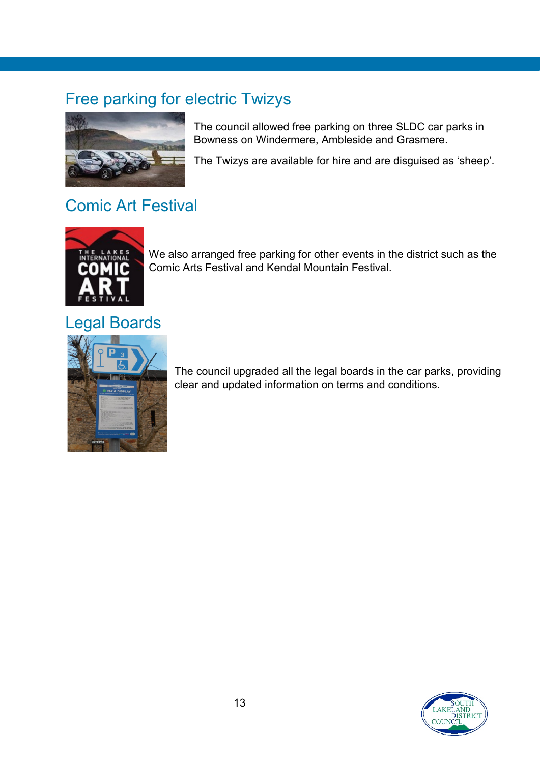## Free parking for electric Twizys

The council allowed free parking on three SLDC car parks in Bowness on Windermere, Ambleside and Grasmere.

The Twizys are available for hire and are disguised as 'sheep'.

## Comic Art Festival

We also arranged free parking for other events in the district such as the Comic Arts Festival and Kendal Mountain Festival.

## Legal Boards

The council upgraded all the legal boards in the car parks, providing clear and updated information on terms and conditions.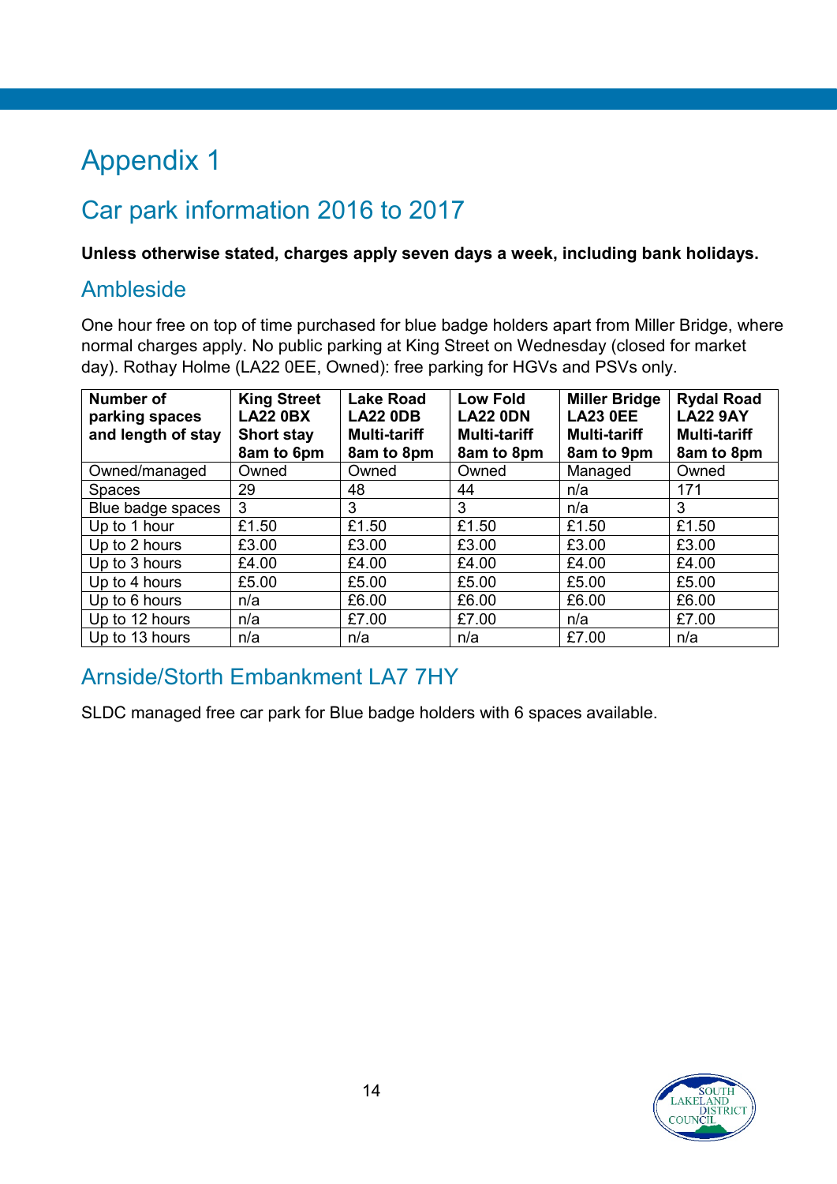# Appendix 1

## Car park information 2016 to 2017

**Unless otherwise stated, charges apply seven days a week, including bank holidays.**

### Ambleside

One hour free on top of time purchased for blue badge holders apart from Miller Bridge, where normal charges apply. No public parking at King Street on Wednesday (closed for market day). Rothay Holme (LA22 0EE, Owned): free parking for HGVs and PSVs only.

| Number of parking spaces and length of stay | King Street LA22 0BX Short stay 8am to 6pm | Lake Road LA22 0DB Multi-tariff 8am to 8pm | Low Fold LA22 0DN Multi-tariff 8am to 8pm | Miller Bridge LA23 0EE Multi-tariff 8am to 9pm | Rydal Road LA22 9AY Multi-tariff 8am to 8pm |
|---|---|---|---|---|---|
| Owned/managed | Owned | Owned | Owned | Managed | Owned |
| Spaces | 29 | 48 | 44 | n/a | 171 |
| Blue badge spaces | 3 | 3 | 3 | n/a | 3 |
| Up to 1 hour | £1.50 | £1.50 | £1.50 | £1.50 | £1.50 |
| Up to 2 hours | £3.00 | £3.00 | £3.00 | £3.00 | £3.00 |
| Up to 3 hours | £4.00 | £4.00 | £4.00 | £4.00 | £4.00 |
| Up to 4 hours | £5.00 | £5.00 | £5.00 | £5.00 | £5.00 |
| Up to 6 hours | n/a | £6.00 | £6.00 | £6.00 | £6.00 |
| Up to 12 hours | n/a | £7.00 | £7.00 | n/a | £7.00 |
| Up to 13 hours | n/a | n/a | n/a | £7.00 | n/a |

### Arnside/Storth Embankment LA7 7HY

SLDC managed free car park for Blue badge holders with 6 spaces available.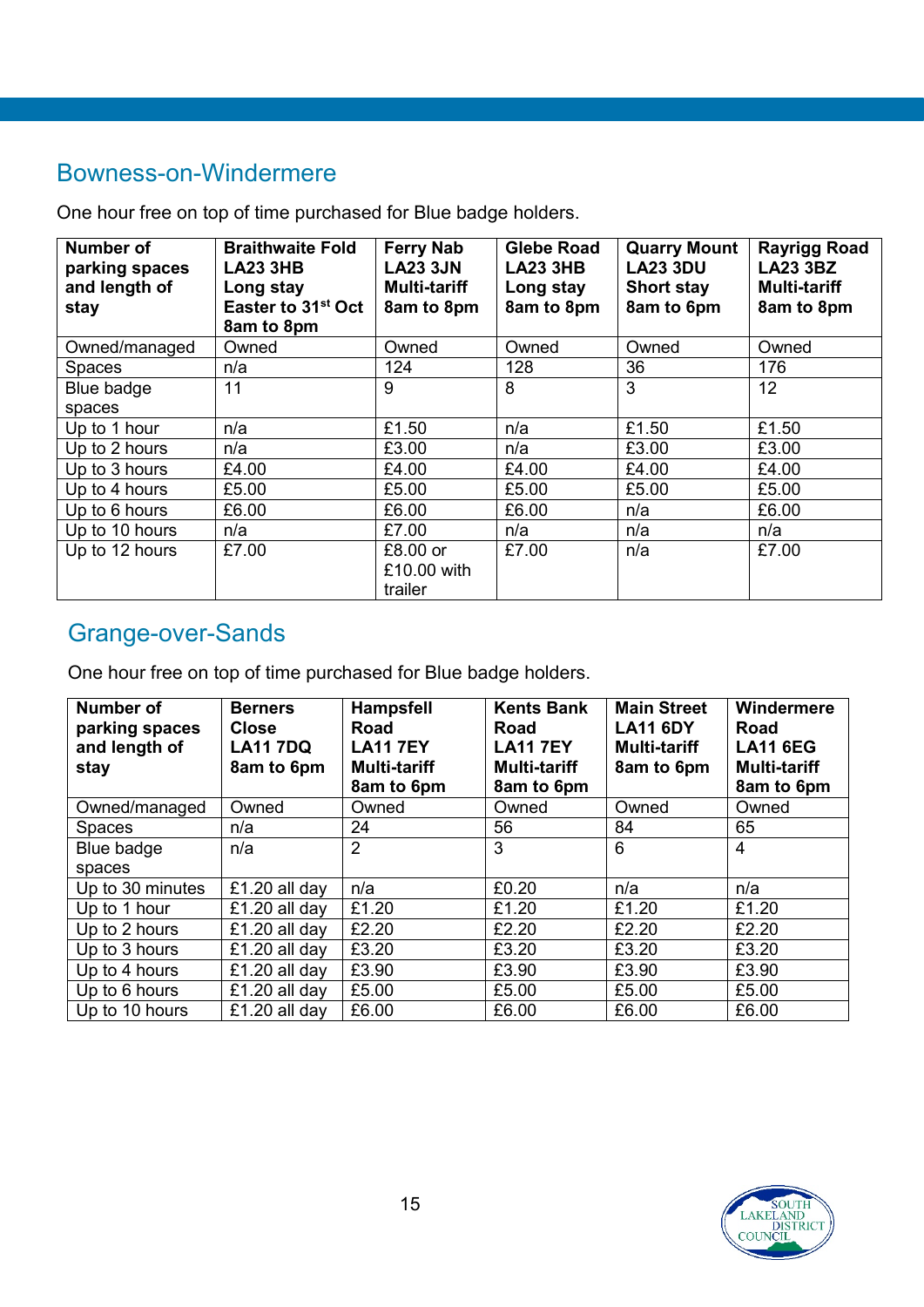## Bowness-on-Windermere

One hour free on top of time purchased for Blue badge holders.

| Number of parking spaces and length of stay | Braithwaite Fold LA23 3HB Long stay Easter to 31st Oct 8am to 8pm | Ferry Nab LA23 3JN Multi-tariff 8am to 8pm | Glebe Road LA23 3HB Long stay 8am to 8pm | Quarry Mount LA23 3DU Short stay 8am to 6pm | Rayrigg Road LA23 3BZ Multi-tariff 8am to 8pm |
|---|---|---|---|---|---|
| Owned/managed | Owned | Owned | Owned | Owned | Owned |
| Spaces | n/a | 124 | 128 | 36 | 176 |
| Blue badge spaces | 11 | 9 | 8 | 3 | 12 |
| Up to 1 hour | n/a | £1.50 | n/a | £1.50 | £1.50 |
| Up to 2 hours | n/a | £3.00 | n/a | £3.00 | £3.00 |
| Up to 3 hours | £4.00 | £4.00 | £4.00 | £4.00 | £4.00 |
| Up to 4 hours | £5.00 | £5.00 | £5.00 | £5.00 | £5.00 |
| Up to 6 hours | £6.00 | £6.00 | £6.00 | n/a | £6.00 |
| Up to 10 hours | n/a | £7.00 | n/a | n/a | n/a |
| Up to 12 hours | £7.00 | £8.00 or £10.00 with trailer | £7.00 | n/a | £7.00 |

## Grange-over-Sands

One hour free on top of time purchased for Blue badge holders.

| Number of parking spaces and length of stay | Berners Close LA11 7DQ 8am to 6pm | Hampsfell Road LA11 7EY Multi-tariff 8am to 6pm | Kents Bank Road LA11 7EY Multi-tariff 8am to 6pm | Main Street LA11 6DY Multi-tariff 8am to 6pm | Windermere Road LA11 6EG Multi-tariff 8am to 6pm |
|---|---|---|---|---|---|
| Owned/managed | Owned | Owned | Owned | Owned | Owned |
| Spaces | n/a | 24 | 56 | 84 | 65 |
| Blue badge spaces | n/a | 2 | 3 | 6 | 4 |
| Up to 30 minutes | £1.20 all day | n/a | £0.20 | n/a | n/a |
| Up to 1 hour | £1.20 all day | £1.20 | £1.20 | £1.20 | £1.20 |
| Up to 2 hours | £1.20 all day | £2.20 | £2.20 | £2.20 | £2.20 |
| Up to 3 hours | £1.20 all day | £3.20 | £3.20 | £3.20 | £3.20 |
| Up to 4 hours | £1.20 all day | £3.90 | £3.90 | £3.90 | £3.90 |
| Up to 6 hours | £1.20 all day | £5.00 | £5.00 | £5.00 | £5.00 |
| Up to 10 hours | £1.20 all day | £6.00 | £6.00 | £6.00 | £6.00 |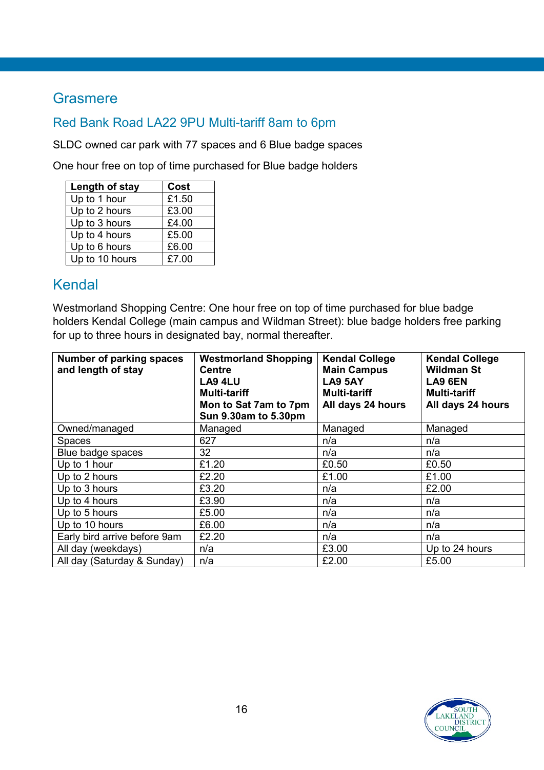## Grasmere

### Red Bank Road LA22 9PU Multi-tariff 8am to 6pm

SLDC owned car park with 77 spaces and 6 Blue badge spaces

One hour free on top of time purchased for Blue badge holders

| Length of stay | Cost |
|---|---|
| Up to 1 hour | £1.50 |
| Up to 2 hours | £3.00 |
| Up to 3 hours | £4.00 |
| Up to 4 hours | £5.00 |
| Up to 6 hours | £6.00 |
| Up to 10 hours | £7.00 |

## Kendal

Westmorland Shopping Centre: One hour free on top of time purchased for blue badge holders Kendal College (main campus and Wildman Street): blue badge holders free parking for up to three hours in designated bay, normal thereafter.

| Number of parking spaces and length of stay | Westmorland Shopping Centre LA9 4LU Multi-tariff Mon to Sat 7am to 7pm Sun 9.30am to 5.30pm | Kendal College Main Campus LA9 5AY Multi-tariff All days 24 hours | Kendal College Wildman St LA9 6EN Multi-tariff All days 24 hours |
|---|---|---|---|
| Owned/managed | Managed | Managed | Managed |
| Spaces | 627 | n/a | n/a |
| Blue badge spaces | 32 | n/a | n/a |
| Up to 1 hour | £1.20 | £0.50 | £0.50 |
| Up to 2 hours | £2.20 | £1.00 | £1.00 |
| Up to 3 hours | £3.20 | n/a | £2.00 |
| Up to 4 hours | £3.90 | n/a | n/a |
| Up to 5 hours | £5.00 | n/a | n/a |
| Up to 10 hours | £6.00 | n/a | n/a |
| Early bird arrive before 9am | £2.20 | n/a | n/a |
| All day (weekdays) | n/a | £3.00 | Up to 24 hours |
| All day (Saturday & Sunday) | n/a | £2.00 | £5.00 |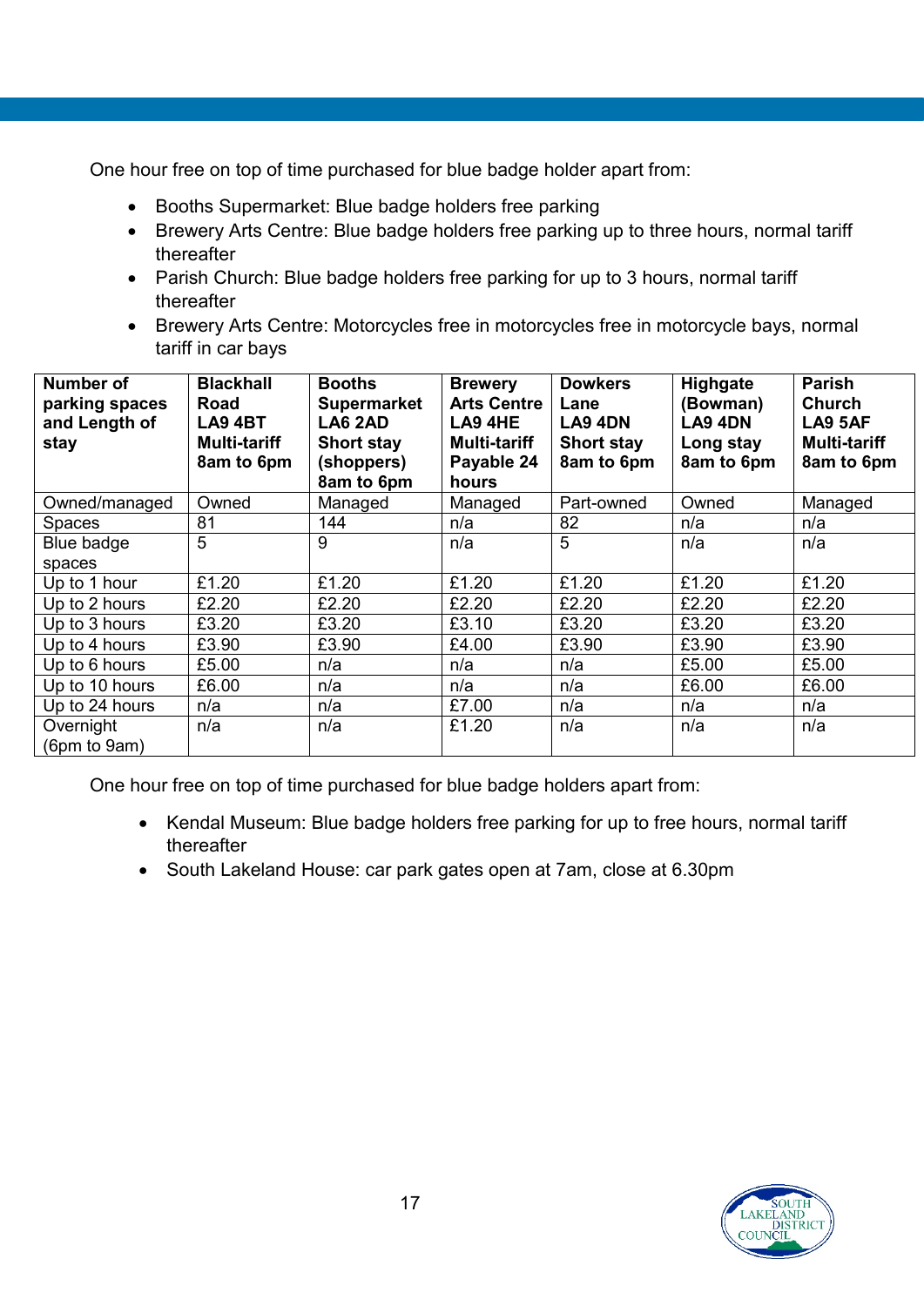One hour free on top of time purchased for blue badge holder apart from:

- Booths Supermarket: Blue badge holders free parking
- Brewery Arts Centre: Blue badge holders free parking up to three hours, normal tariff thereafter
- Parish Church: Blue badge holders free parking for up to 3 hours, normal tariff thereafter
- Brewery Arts Centre: Motorcycles free in motorcycles free in motorcycle bays, normal tariff in car bays

| Number of parking spaces and Length of stay | Blackhall Road LA9 4BT Multi-tariff 8am to 6pm | Booths Supermarket LA6 2AD Short stay (shoppers) 8am to 6pm | Brewery Arts Centre LA9 4HE Multi-tariff Payable 24 hours | Dowkers Lane LA9 4DN Short stay 8am to 6pm | Highgate (Bowman) LA9 4DN Long stay 8am to 6pm | Parish Church LA9 5AF Multi-tariff 8am to 6pm |
|---|---|---|---|---|---|---|
| Owned/managed | Owned | Managed | Managed | Part-owned | Owned | Managed |
| Spaces | 81 | 144 | n/a | 82 | n/a | n/a |
| Blue badge spaces | 5 | 9 | n/a | 5 | n/a | n/a |
| Up to 1 hour | £1.20 | £1.20 | £1.20 | £1.20 | £1.20 | £1.20 |
| Up to 2 hours | £2.20 | £2.20 | £2.20 | £2.20 | £2.20 | £2.20 |
| Up to 3 hours | £3.20 | £3.20 | £3.10 | £3.20 | £3.20 | £3.20 |
| Up to 4 hours | £3.90 | £3.90 | £4.00 | £3.90 | £3.90 | £3.90 |
| Up to 6 hours | £5.00 | n/a | n/a | n/a | £5.00 | £5.00 |
| Up to 10 hours | £6.00 | n/a | n/a | n/a | £6.00 | £6.00 |
| Up to 24 hours | n/a | n/a | £7.00 | n/a | n/a | n/a |
| Overnight (6pm to 9am) | n/a | n/a | £1.20 | n/a | n/a | n/a |

One hour free on top of time purchased for blue badge holders apart from:

- Kendal Museum: Blue badge holders free parking for up to free hours, normal tariff thereafter
- South Lakeland House: car park gates open at 7am, close at 6.30pm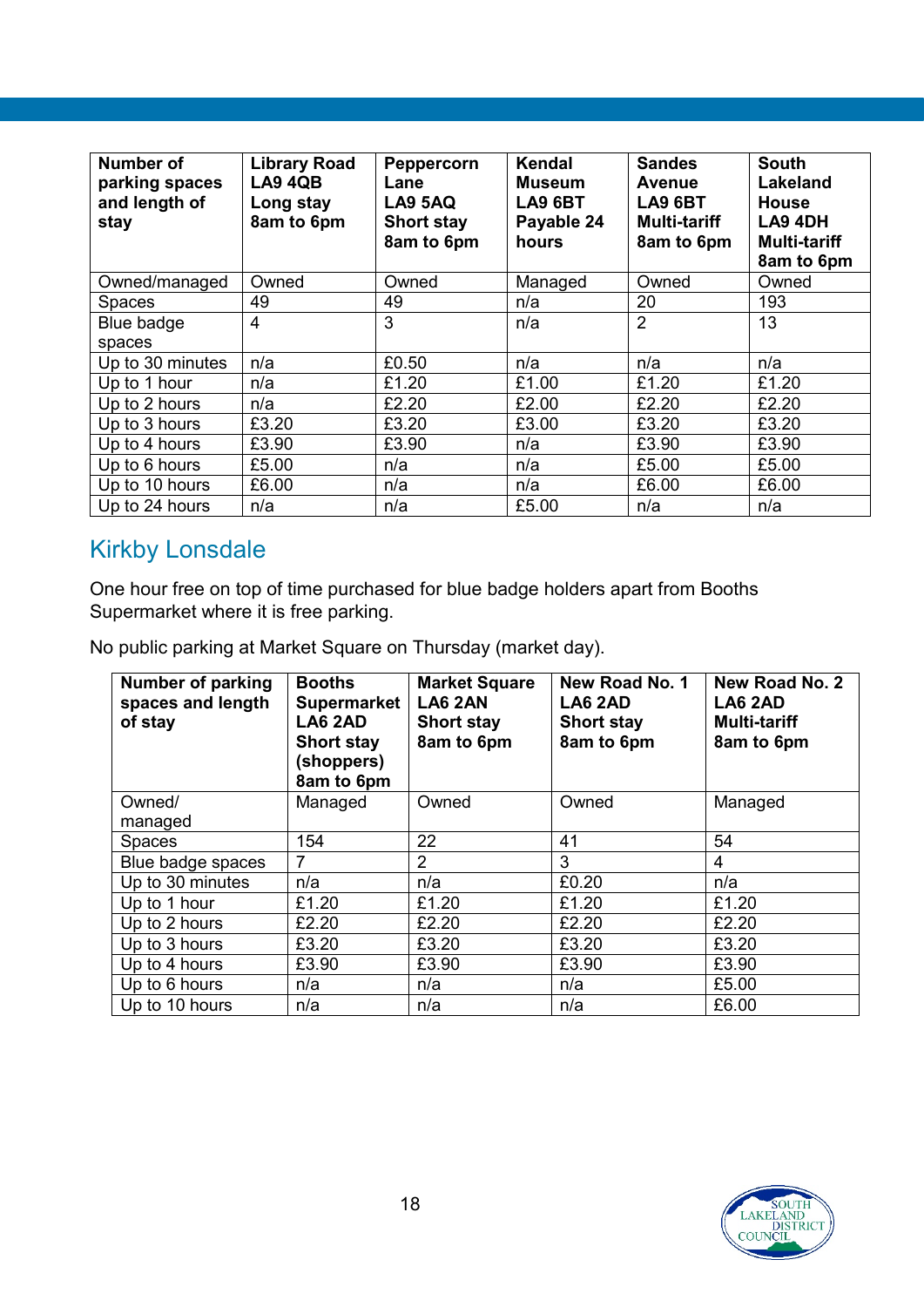| Number of parking spaces and length of stay | Library Road LA9 4QB Long stay 8am to 6pm | Peppercorn Lane LA9 5AQ Short stay 8am to 6pm | Kendal Museum LA9 6BT Payable 24 hours | Sandes Avenue LA9 6BT Multi-tariff 8am to 6pm | South Lakeland House LA9 4DH Multi-tariff 8am to 6pm |
|---|---|---|---|---|---|
| Owned/managed | Owned | Owned | Managed | Owned | Owned |
| Spaces | 49 | 49 | n/a | 20 | 193 |
| Blue badge spaces | 4 | 3 | n/a | 2 | 13 |
| Up to 30 minutes | n/a | £0.50 | n/a | n/a | n/a |
| Up to 1 hour | n/a | £1.20 | £1.00 | £1.20 | £1.20 |
| Up to 2 hours | n/a | £2.20 | £2.00 | £2.20 | £2.20 |
| Up to 3 hours | £3.20 | £3.20 | £3.00 | £3.20 | £3.20 |
| Up to 4 hours | £3.90 | £3.90 | n/a | £3.90 | £3.90 |
| Up to 6 hours | £5.00 | n/a | n/a | £5.00 | £5.00 |
| Up to 10 hours | £6.00 | n/a | n/a | £6.00 | £6.00 |
| Up to 24 hours | n/a | n/a | £5.00 | n/a | n/a |

## Kirkby Lonsdale

One hour free on top of time purchased for blue badge holders apart from Booths Supermarket where it is free parking.

No public parking at Market Square on Thursday (market day).

| Number of parking spaces and length of stay | Booths Supermarket LA6 2AD Short stay (shoppers) 8am to 6pm | Market Square LA6 2AN Short stay 8am to 6pm | New Road No. 1 LA6 2AD Short stay 8am to 6pm | New Road No. 2 LA6 2AD Multi-tariff 8am to 6pm |
|---|---|---|---|---|
| Owned/ managed | Managed | Owned | Owned | Managed |
| Spaces | 154 | 22 | 41 | 54 |
| Blue badge spaces | 7 | 2 | 3 | 4 |
| Up to 30 minutes | n/a | n/a | £0.20 | n/a |
| Up to 1 hour | £1.20 | £1.20 | £1.20 | £1.20 |
| Up to 2 hours | £2.20 | £2.20 | £2.20 | £2.20 |
| Up to 3 hours | £3.20 | £3.20 | £3.20 | £3.20 |
| Up to 4 hours | £3.90 | £3.90 | £3.90 | £3.90 |
| Up to 6 hours | n/a | n/a | n/a | £5.00 |
| Up to 10 hours | n/a | n/a | n/a | £6.00 |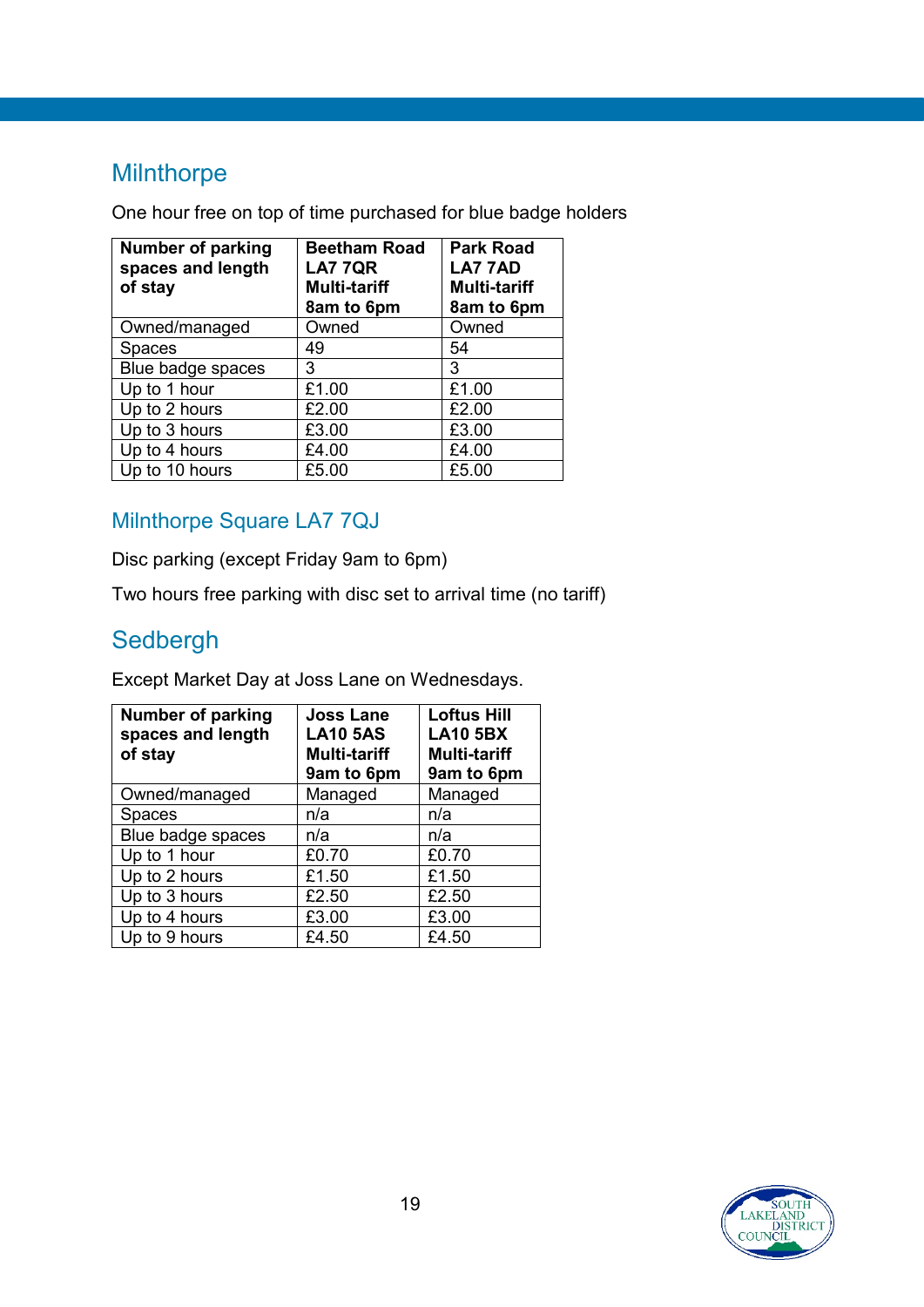## Milnthorpe

One hour free on top of time purchased for blue badge holders

| Number of parking spaces and length of stay | Beetham Road LA7 7QR Multi-tariff 8am to 6pm | Park Road LA7 7AD Multi-tariff 8am to 6pm |
|---|---|---|
| Owned/managed | Owned | Owned |
| Spaces | 49 | 54 |
| Blue badge spaces | 3 | 3 |
| Up to 1 hour | £1.00 | £1.00 |
| Up to 2 hours | £2.00 | £2.00 |
| Up to 3 hours | £3.00 | £3.00 |
| Up to 4 hours | £4.00 | £4.00 |
| Up to 10 hours | £5.00 | £5.00 |

### Milnthorpe Square LA7 7QJ

Disc parking (except Friday 9am to 6pm)

Two hours free parking with disc set to arrival time (no tariff)

## Sedbergh

Except Market Day at Joss Lane on Wednesdays.

| Number of parking spaces and length of stay | Joss Lane LA10 5AS Multi-tariff 9am to 6pm | Loftus Hill LA10 5BX Multi-tariff 9am to 6pm |
|---|---|---|
| Owned/managed | Managed | Managed |
| Spaces | n/a | n/a |
| Blue badge spaces | n/a | n/a |
| Up to 1 hour | £0.70 | £0.70 |
| Up to 2 hours | £1.50 | £1.50 |
| Up to 3 hours | £2.50 | £2.50 |
| Up to 4 hours | £3.00 | £3.00 |
| Up to 9 hours | £4.50 | £4.50 |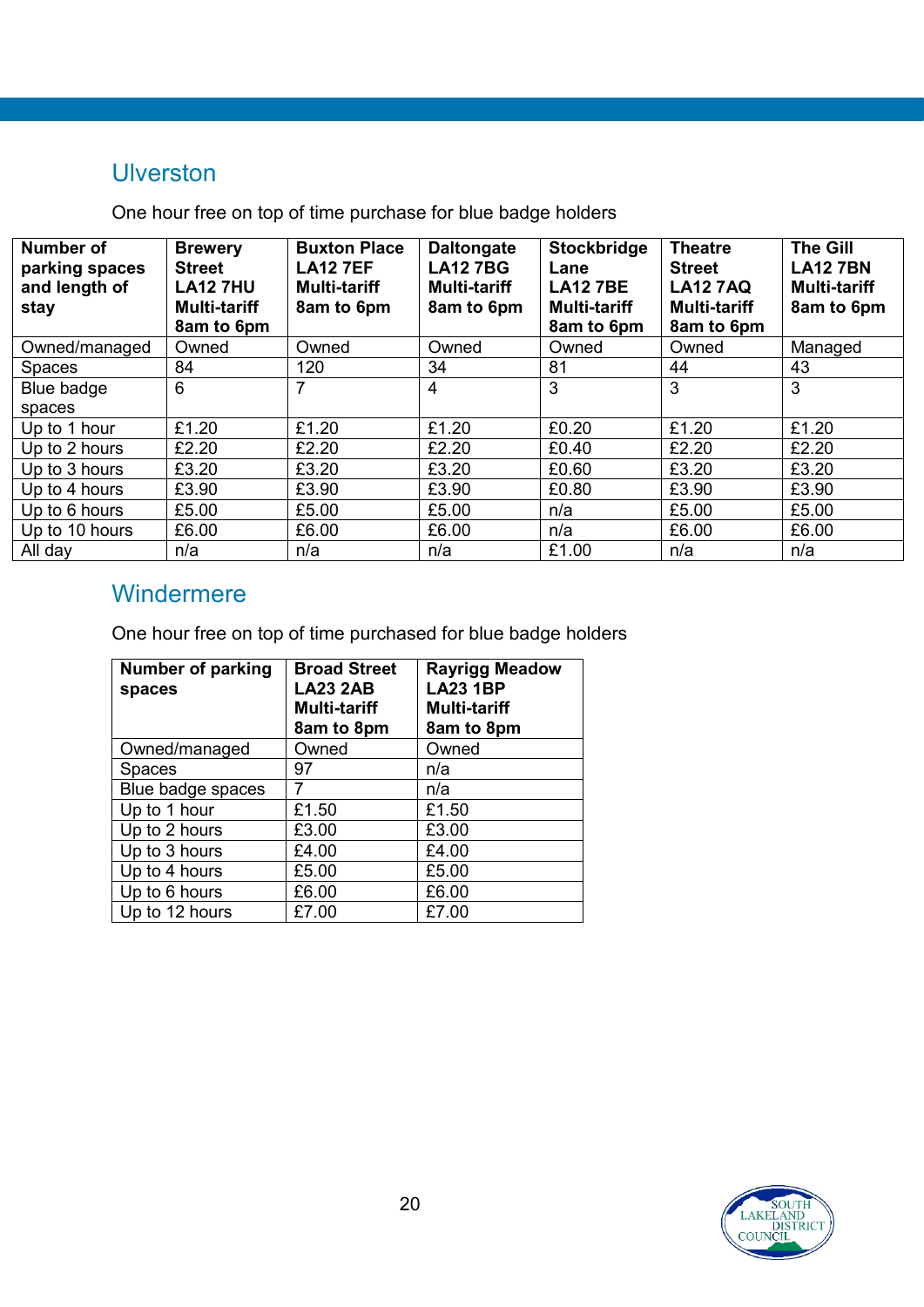## Ulverston

One hour free on top of time purchase for blue badge holders

| Number of parking spaces and length of stay | Brewery Street LA12 7HU Multi-tariff 8am to 6pm | Buxton Place LA12 7EF Multi-tariff 8am to 6pm | Daltongate LA12 7BG Multi-tariff 8am to 6pm | Stockbridge Lane LA12 7BE Multi-tariff 8am to 6pm | Theatre Street LA12 7AQ Multi-tariff 8am to 6pm | The Gill LA12 7BN Multi-tariff 8am to 6pm |
|---|---|---|---|---|---|---|
| Owned/managed | Owned | Owned | Owned | Owned | Owned | Managed |
| Spaces | 84 | 120 | 34 | 81 | 44 | 43 |
| Blue badge spaces | 6 | 7 | 4 | 3 | 3 | 3 |
| Up to 1 hour | £1.20 | £1.20 | £1.20 | £0.20 | £1.20 | £1.20 |
| Up to 2 hours | £2.20 | £2.20 | £2.20 | £0.40 | £2.20 | £2.20 |
| Up to 3 hours | £3.20 | £3.20 | £3.20 | £0.60 | £3.20 | £3.20 |
| Up to 4 hours | £3.90 | £3.90 | £3.90 | £0.80 | £3.90 | £3.90 |
| Up to 6 hours | £5.00 | £5.00 | £5.00 | n/a | £5.00 | £5.00 |
| Up to 10 hours | £6.00 | £6.00 | £6.00 | n/a | £6.00 | £6.00 |
| All day | n/a | n/a | n/a | £1.00 | n/a | n/a |

## Windermere

One hour free on top of time purchased for blue badge holders

| Number of parking spaces | Broad Street LA23 2AB Multi-tariff 8am to 8pm | Rayrigg Meadow LA23 1BP Multi-tariff 8am to 8pm |
|---|---|---|
| Owned/managed | Owned | Owned |
| Spaces | 97 | n/a |
| Blue badge spaces | 7 | n/a |
| Up to 1 hour | £1.50 | £1.50 |
| Up to 2 hours | £3.00 | £3.00 |
| Up to 3 hours | £4.00 | £4.00 |
| Up to 4 hours | £5.00 | £5.00 |
| Up to 6 hours | £6.00 | £6.00 |
| Up to 12 hours | £7.00 | £7.00 |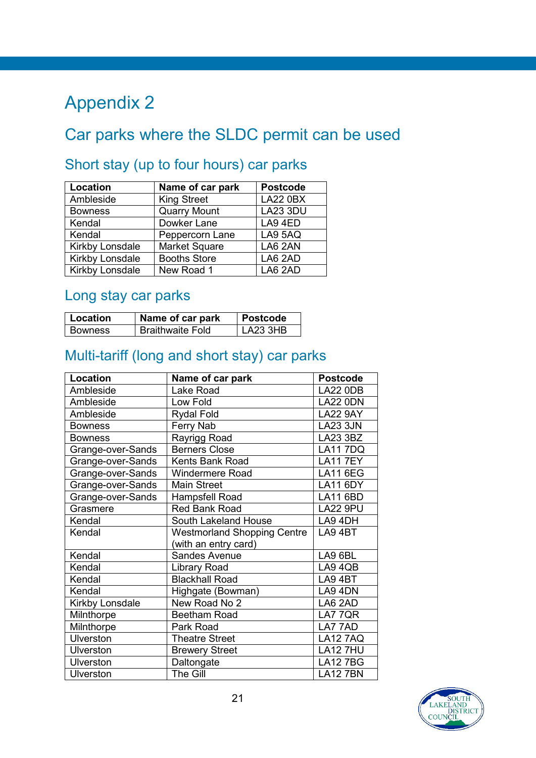# Appendix 2

## Car parks where the SLDC permit can be used

### Short stay (up to four hours) car parks

| Location | Name of car park | Postcode |
|---|---|---|
| Ambleside | King Street | LA22 0BX |
| Bowness | Quarry Mount | LA23 3DU |
| Kendal | Dowker Lane | LA9 4ED |
| Kendal | Peppercorn Lane | LA9 5AQ |
| Kirkby Lonsdale | Market Square | LA6 2AN |
| Kirkby Lonsdale | Booths Store | LA6 2AD |
| Kirkby Lonsdale | New Road 1 | LA6 2AD |

### Long stay car parks

| Location | Name of car park | Postcode |
|---|---|---|
| Bowness | Braithwaite Fold | LA23 3HB |

### Multi-tariff (long and short stay) car parks

| Location | Name of car park | Postcode |
|---|---|---|
| Ambleside | Lake Road | LA22 0DB |
| Ambleside | Low Fold | LA22 0DN |
| Ambleside | Rydal Fold | LA22 9AY |
| Bowness | Ferry Nab | LA23 3JN |
| Bowness | Rayrigg Road | LA23 3BZ |
| Grange-over-Sands | Berners Close | LA11 7DQ |
| Grange-over-Sands | Kents Bank Road | LA11 7EY |
| Grange-over-Sands | Windermere Road | LA11 6EG |
| Grange-over-Sands | Main Street | LA11 6DY |
| Grange-over-Sands | Hampsfell Road | LA11 6BD |
| Grasmere | Red Bank Road | LA22 9PU |
| Kendal | South Lakeland House | LA9 4DH |
| Kendal | Westmorland Shopping Centre (with an entry card) | LA9 4BT |
| Kendal | Sandes Avenue | LA9 6BL |
| Kendal | Library Road | LA9 4QB |
| Kendal | Blackhall Road | LA9 4BT |
| Kendal | Highgate (Bowman) | LA9 4DN |
| Kirkby Lonsdale | New Road No 2 | LA6 2AD |
| Milnthorpe | Beetham Road | LA7 7QR |
| Milnthorpe | Park Road | LA7 7AD |
| Ulverston | Theatre Street | LA12 7AQ |
| Ulverston | Brewery Street | LA12 7HU |
| Ulverston | Daltongate | LA12 7BG |
| Ulverston | The Gill | LA12 7BN |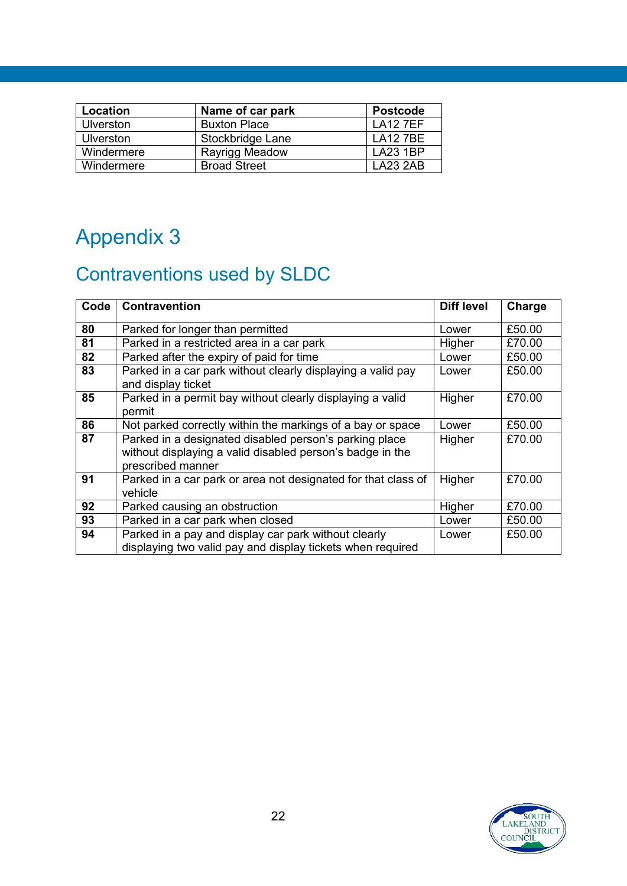| Location | Name of car park | Postcode |
|---|---|---|
| Ulverston | Buxton Place | LA12 7EF |
| Ulverston | Stockbridge Lane | LA12 7BE |
| Windermere | Rayrigg Meadow | LA23 1BP |
| Windermere | Broad Street | LA23 2AB |

# Appendix 3

## Contraventions used by SLDC

| Code | Contravention | Diff level | Charge |
|---|---|---|---|
| **80** | Parked for longer than permitted | Lower | £50.00 |
| **81** | Parked in a restricted area in a car park | Higher | £70.00 |
| **82** | Parked after the expiry of paid for time | Lower | £50.00 |
| **83** | Parked in a car park without clearly displaying a valid pay and display ticket | Lower | £50.00 |
| **85** | Parked in a permit bay without clearly displaying a valid permit | Higher | £70.00 |
| **86** | Not parked correctly within the markings of a bay or space | Lower | £50.00 |
| **87** | Parked in a designated disabled person's parking place without displaying a valid disabled person's badge in the prescribed manner | Higher | £70.00 |
| **91** | Parked in a car park or area not designated for that class of vehicle | Higher | £70.00 |
| **92** | Parked causing an obstruction | Higher | £70.00 |
| **93** | Parked in a car park when closed | Lower | £50.00 |
| **94** | Parked in a pay and display car park without clearly displaying two valid pay and display tickets when required | Lower | £50.00 |